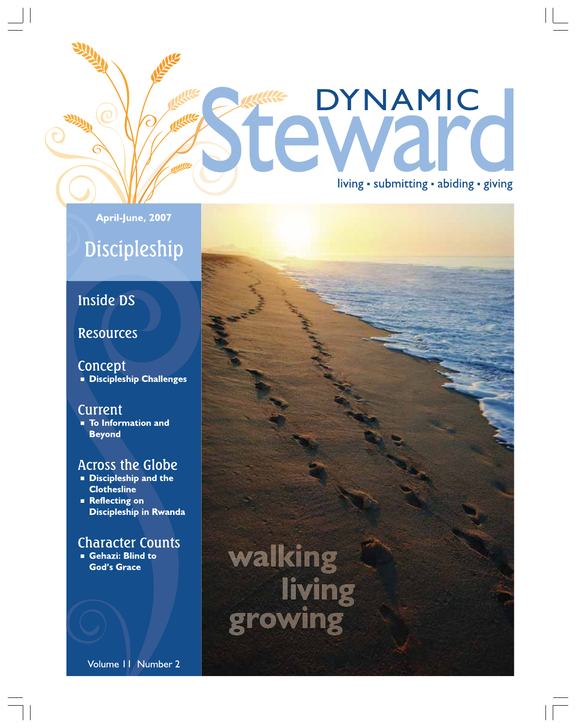# DYNAMIC Steward

living ▪ submitting ▪ abiding ▪ giving

April-June, 2007

## Discipleship

### Inside DS

### Resources

### Concept
- **Discipleship Challenges**

### Current
- **To Information and Beyond**

### Across the Globe
- **Discipleship and the Clothesline**
- **Reflecting on Discipleship in Rwanda**

### Character Counts
- **Gehazi: Blind to God's Grace**

Volume 11 Number 2

walking
living
growing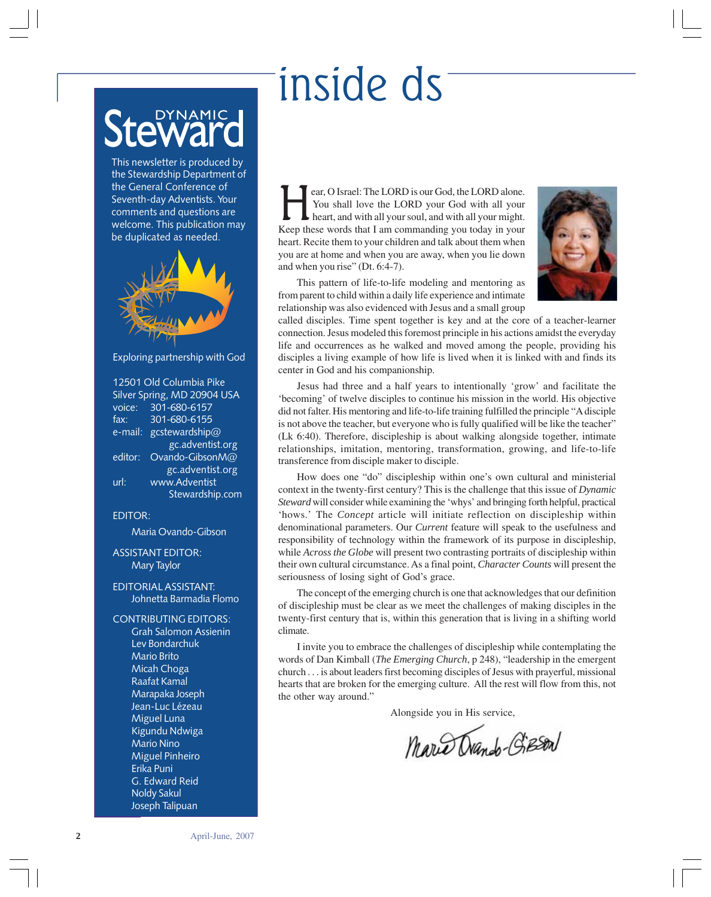# inside ds

**Dynamic Steward**

This newsletter is produced by the Stewardship Department of the General Conference of Seventh-day Adventists. Your comments and questions are welcome. This publication may be duplicated as needed.

Exploring partnership with God

12501 Old Columbia Pike
Silver Spring, MD 20904 USA
voice: 301-680-6157
fax: 301-680-6155
e-mail: gcstewardship@gc.adventist.org
editor: Ovando-GibsonM@gc.adventist.org
url: www.AdventistStewardship.com

EDITOR:
Maria Ovando-Gibson

ASSISTANT EDITOR:
Mary Taylor

EDITORIAL ASSISTANT:
Johnetta Barmadia Flomo

CONTRIBUTING EDITORS:
Grah Salomon Assienin
Lev Bondarchuk
Mario Brito
Micah Choga
Raafat Kamal
Marapaka Joseph
Jean-Luc Lézeau
Miguel Luna
Kigundu Ndwiga
Mario Nino
Miguel Pinheiro
Erika Puni
G. Edward Reid
Noldy Sakul
Joseph Talipuan

Hear, O Israel: The LORD is our God, the LORD alone. You shall love the LORD your God with all your heart, and with all your soul, and with all your might. Keep these words that I am commanding you today in your heart. Recite them to your children and talk about them when you are at home and when you are away, when you lie down and when you rise" (Dt. 6:4-7).

This pattern of life-to-life modeling and mentoring as from parent to child within a daily life experience and intimate relationship was also evidenced with Jesus and a small group called disciples. Time spent together is key and at the core of a teacher-learner connection. Jesus modeled this foremost principle in his actions amidst the everyday life and occurrences as he walked and moved among the people, providing his disciples a living example of how life is lived when it is linked with and finds its center in God and his companionship.

Jesus had three and a half years to intentionally 'grow' and facilitate the 'becoming' of twelve disciples to continue his mission in the world. His objective did not falter. His mentoring and life-to-life training fulfilled the principle "A disciple is not above the teacher, but everyone who is fully qualified will be like the teacher" (Lk 6:40). Therefore, discipleship is about walking alongside together, intimate relationships, imitation, mentoring, transformation, growing, and life-to-life transference from disciple maker to disciple.

How does one "do" discipleship within one's own cultural and ministerial context in the twenty-first century? This is the challenge that this issue of *Dynamic Steward* will consider while examining the 'whys' and bringing forth helpful, practical 'hows.' The *Concept* article will initiate reflection on discipleship within denominational parameters. Our *Current* feature will speak to the usefulness and responsibility of technology within the framework of its purpose in discipleship, while *Across the Globe* will present two contrasting portraits of discipleship within their own cultural circumstance. As a final point, *Character Counts* will present the seriousness of losing sight of God's grace.

The concept of the emerging church is one that acknowledges that our definition of discipleship must be clear as we meet the challenges of making disciples in the twenty-first century that is, within this generation that is living in a shifting world climate.

I invite you to embrace the challenges of discipleship while contemplating the words of Dan Kimball (*The Emerging Church*, p 248), "leadership in the emergent church . . . is about leaders first becoming disciples of Jesus with prayerful, missional hearts that are broken for the emerging culture. All the rest will flow from this, not the other way around."

Alongside you in His service,

Maria Ovando-Gibson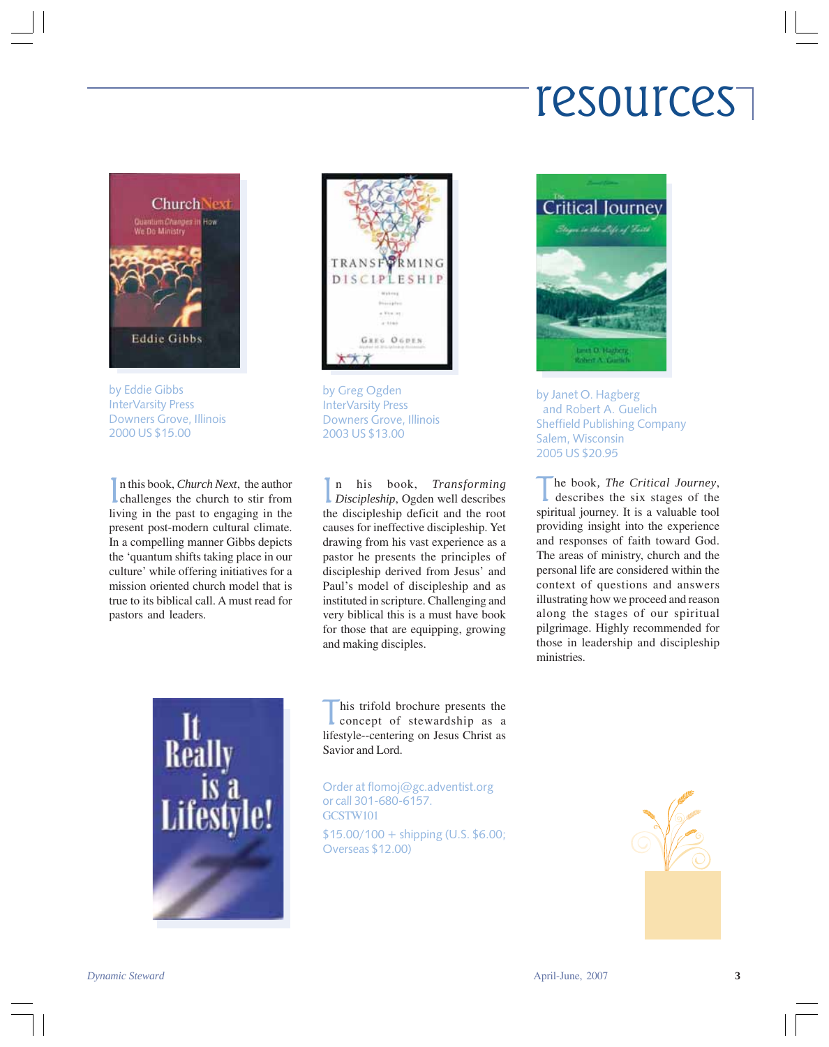# resources

by Eddie Gibbs
InterVarsity Press
Downers Grove, Illinois
2000 US $15.00

In this book, *Church Next*, the author challenges the church to stir from living in the past to engaging in the present post-modern cultural climate. In a compelling manner Gibbs depicts the 'quantum shifts taking place in our culture' while offering initiatives for a mission oriented church model that is true to its biblical call. A must read for pastors and leaders.

by Greg Ogden
InterVarsity Press
Downers Grove, Illinois
2003 US $13.00

In his book, *Transforming Discipleship*, Ogden well describes the discipleship deficit and the root causes for ineffective discipleship. Yet drawing from his vast experience as a pastor he presents the principles of discipleship derived from Jesus' and Paul's model of discipleship and as instituted in scripture. Challenging and very biblical this is a must have book for those that are equipping, growing and making disciples.

by Janet O. Hagberg
and Robert A. Guelich
Sheffield Publishing Company
Salem, Wisconsin
2005 US $20.95

The book, *The Critical Journey*, describes the six stages of the spiritual journey. It is a valuable tool providing insight into the experience and responses of faith toward God. The areas of ministry, church and the personal life are considered within the context of questions and answers illustrating how we proceed and reason along the stages of our spiritual pilgrimage. Highly recommended for those in leadership and discipleship ministries.

This trifold brochure presents the concept of stewardship as a lifestyle--centering on Jesus Christ as Savior and Lord.

Order at flomoj@gc.adventist.org
or call 301-680-6157.
GCSTW101

$15.00/100 + shipping (U.S. $6.00; Overseas $12.00)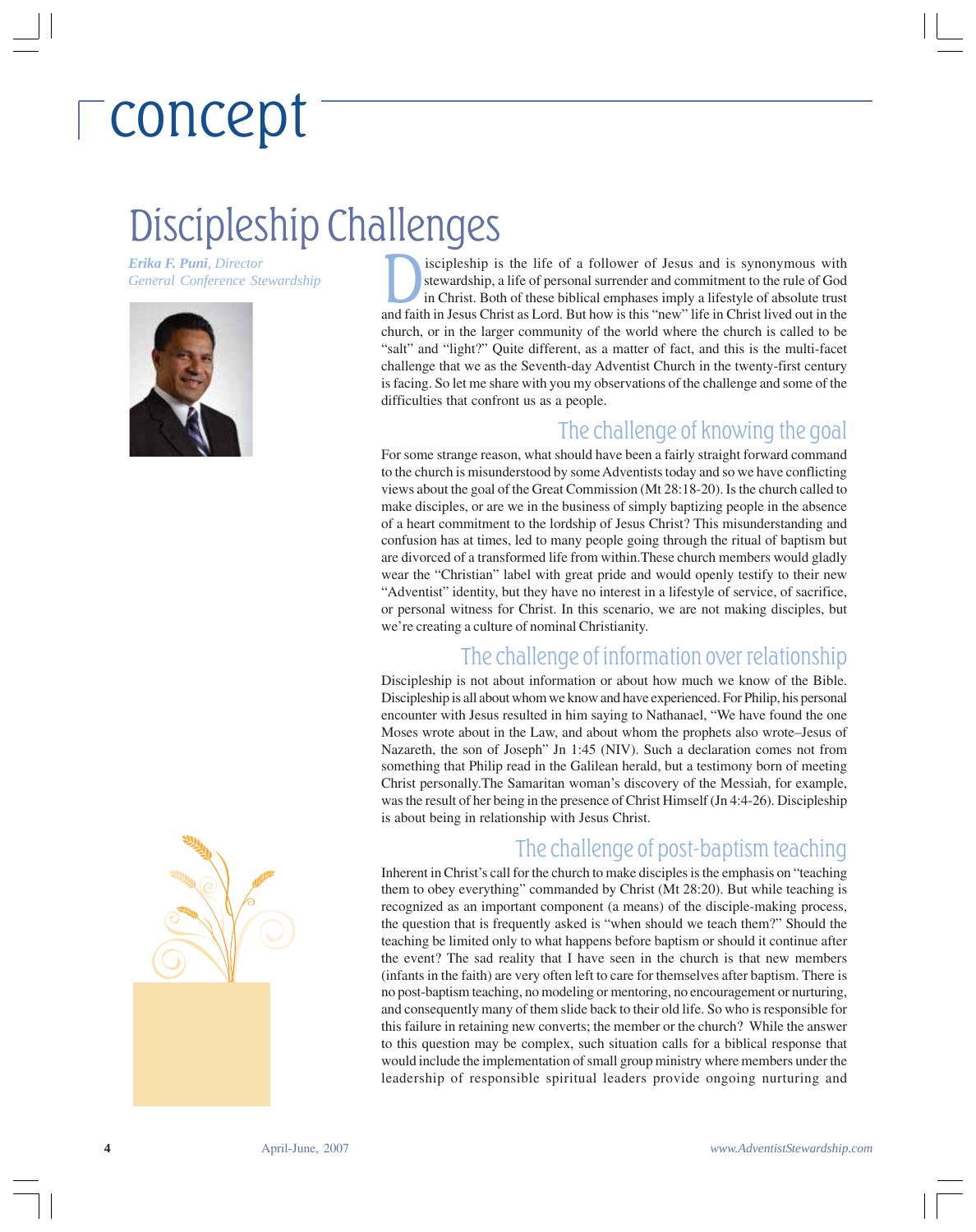# concept

## Discipleship Challenges

*Erika F. Puni, Director*
*General Conference Stewardship*

Discipleship is the life of a follower of Jesus and is synonymous with stewardship, a life of personal surrender and commitment to the rule of God in Christ. Both of these biblical emphases imply a lifestyle of absolute trust and faith in Jesus Christ as Lord. But how is this "new" life in Christ lived out in the church, or in the larger community of the world where the church is called to be "salt" and "light?" Quite different, as a matter of fact, and this is the multi-facet challenge that we as the Seventh-day Adventist Church in the twenty-first century is facing. So let me share with you my observations of the challenge and some of the difficulties that confront us as a people.

### The challenge of knowing the goal

For some strange reason, what should have been a fairly straight forward command to the church is misunderstood by some Adventists today and so we have conflicting views about the goal of the Great Commission (Mt 28:18-20). Is the church called to make disciples, or are we in the business of simply baptizing people in the absence of a heart commitment to the lordship of Jesus Christ? This misunderstanding and confusion has at times, led to many people going through the ritual of baptism but are divorced of a transformed life from within.These church members would gladly wear the "Christian" label with great pride and would openly testify to their new "Adventist" identity, but they have no interest in a lifestyle of service, of sacrifice, or personal witness for Christ. In this scenario, we are not making disciples, but we're creating a culture of nominal Christianity.

### The challenge of information over relationship

Discipleship is not about information or about how much we know of the Bible. Discipleship is all about whom we know and have experienced. For Philip, his personal encounter with Jesus resulted in him saying to Nathanael, "We have found the one Moses wrote about in the Law, and about whom the prophets also wrote–Jesus of Nazareth, the son of Joseph" Jn 1:45 (NIV). Such a declaration comes not from something that Philip read in the Galilean herald, but a testimony born of meeting Christ personally.The Samaritan woman's discovery of the Messiah, for example, was the result of her being in the presence of Christ Himself (Jn 4:4-26). Discipleship is about being in relationship with Jesus Christ.

### The challenge of post-baptism teaching

Inherent in Christ's call for the church to make disciples is the emphasis on "teaching them to obey everything" commanded by Christ (Mt 28:20). But while teaching is recognized as an important component (a means) of the disciple-making process, the question that is frequently asked is "when should we teach them?" Should the teaching be limited only to what happens before baptism or should it continue after the event? The sad reality that I have seen in the church is that new members (infants in the faith) are very often left to care for themselves after baptism. There is no post-baptism teaching, no modeling or mentoring, no encouragement or nurturing, and consequently many of them slide back to their old life. So who is responsible for this failure in retaining new converts; the member or the church? While the answer to this question may be complex, such situation calls for a biblical response that would include the implementation of small group ministry where members under the leadership of responsible spiritual leaders provide ongoing nurturing and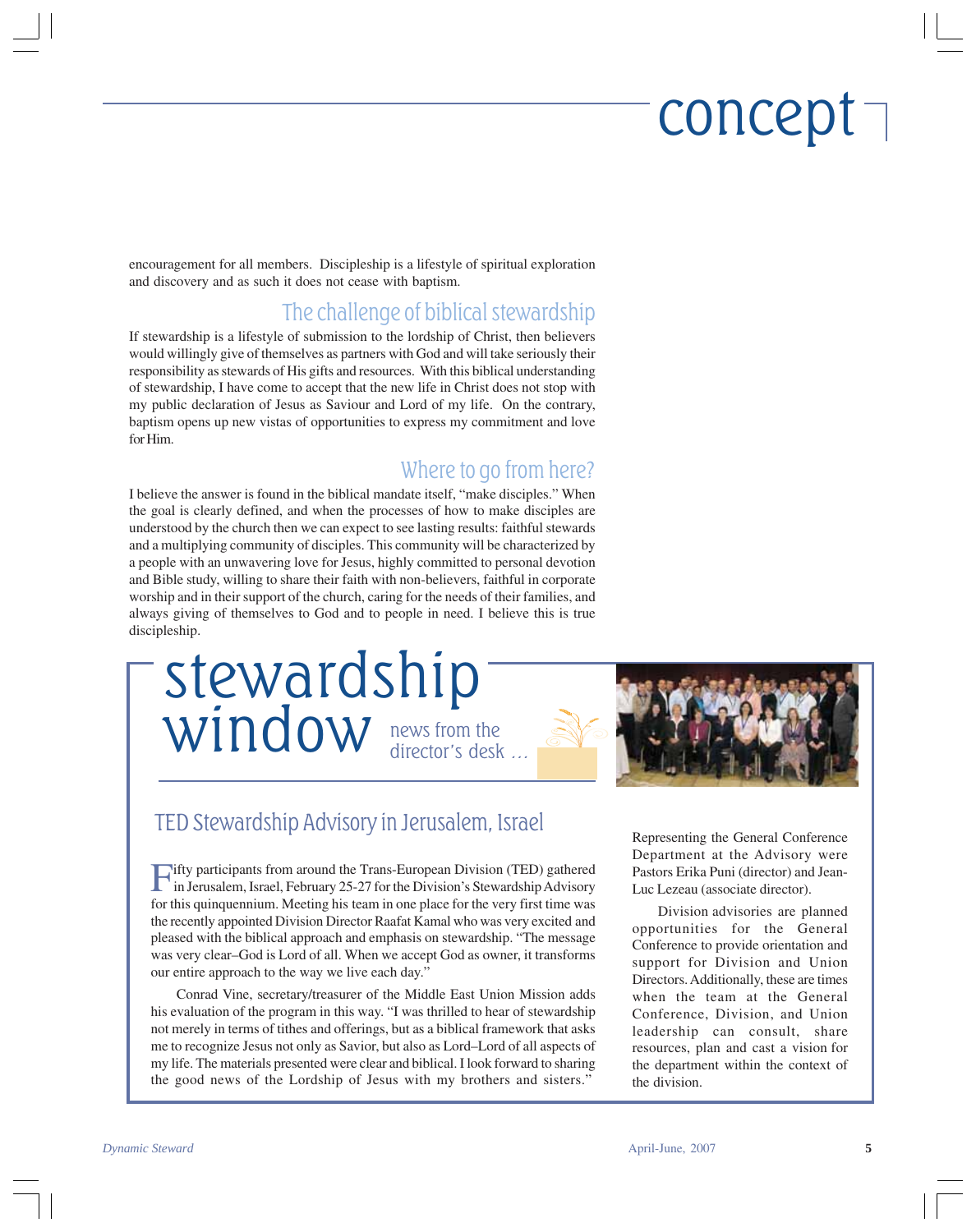# concept

encouragement for all members. Discipleship is a lifestyle of spiritual exploration and discovery and as such it does not cease with baptism.

## The challenge of biblical stewardship

If stewardship is a lifestyle of submission to the lordship of Christ, then believers would willingly give of themselves as partners with God and will take seriously their responsibility as stewards of His gifts and resources. With this biblical understanding of stewardship, I have come to accept that the new life in Christ does not stop with my public declaration of Jesus as Saviour and Lord of my life. On the contrary, baptism opens up new vistas of opportunities to express my commitment and love for Him.

## Where to go from here?

I believe the answer is found in the biblical mandate itself, "make disciples." When the goal is clearly defined, and when the processes of how to make disciples are understood by the church then we can expect to see lasting results: faithful stewards and a multiplying community of disciples. This community will be characterized by a people with an unwavering love for Jesus, highly committed to personal devotion and Bible study, willing to share their faith with non-believers, faithful in corporate worship and in their support of the church, caring for the needs of their families, and always giving of themselves to God and to people in need. I believe this is true discipleship.

# stewardship window

news from the director's desk ...

## TED Stewardship Advisory in Jerusalem, Israel

Fifty participants from around the Trans-European Division (TED) gathered in Jerusalem, Israel, February 25-27 for the Division's Stewardship Advisory for this quinquennium. Meeting his team in one place for the very first time was the recently appointed Division Director Raafat Kamal who was very excited and pleased with the biblical approach and emphasis on stewardship. "The message was very clear–God is Lord of all. When we accept God as owner, it transforms our entire approach to the way we live each day."

Conrad Vine, secretary/treasurer of the Middle East Union Mission adds his evaluation of the program in this way. "I was thrilled to hear of stewardship not merely in terms of tithes and offerings, but as a biblical framework that asks me to recognize Jesus not only as Savior, but also as Lord–Lord of all aspects of my life. The materials presented were clear and biblical. I look forward to sharing the good news of the Lordship of Jesus with my brothers and sisters."

Representing the General Conference Department at the Advisory were Pastors Erika Puni (director) and Jean-Luc Lezeau (associate director).

Division advisories are planned opportunities for the General Conference to provide orientation and support for Division and Union Directors. Additionally, these are times when the team at the General Conference, Division, and Union leadership can consult, share resources, plan and cast a vision for the department within the context of the division.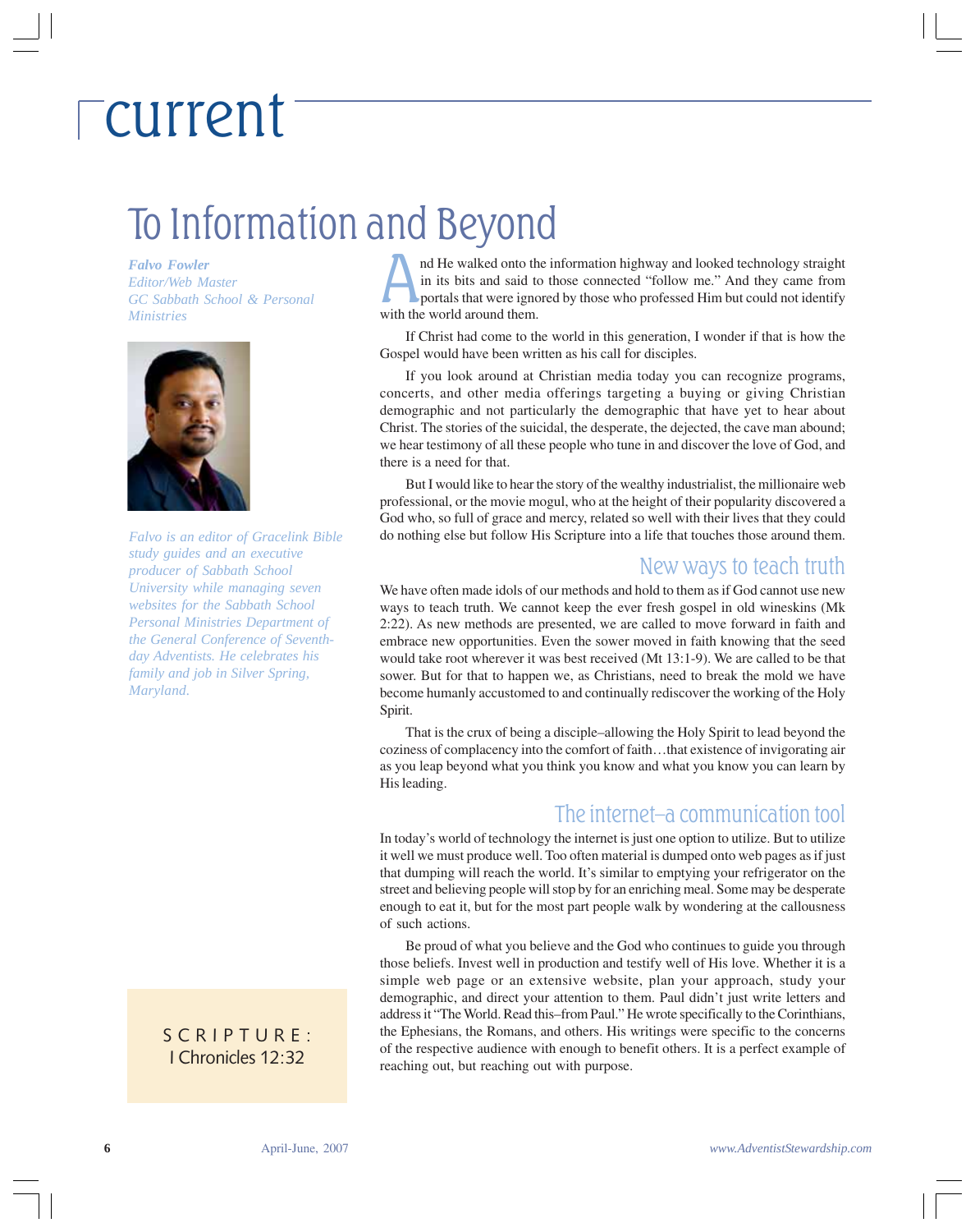# current

## To Information and Beyond

***Falvo Fowler***
*Editor/Web Master*
*GC Sabbath School & Personal Ministries*

*Falvo is an editor of Gracelink Bible study guides and an executive producer of Sabbath School University while managing seven websites for the Sabbath School Personal Ministries Department of the General Conference of Seventh-day Adventists. He celebrates his family and job in Silver Spring, Maryland.*

And He walked onto the information highway and looked technology straight in its bits and said to those connected "follow me." And they came from portals that were ignored by those who professed Him but could not identify with the world around them.

If Christ had come to the world in this generation, I wonder if that is how the Gospel would have been written as his call for disciples.

If you look around at Christian media today you can recognize programs, concerts, and other media offerings targeting a buying or giving Christian demographic and not particularly the demographic that have yet to hear about Christ. The stories of the suicidal, the desperate, the dejected, the cave man abound; we hear testimony of all these people who tune in and discover the love of God, and there is a need for that.

But I would like to hear the story of the wealthy industrialist, the millionaire web professional, or the movie mogul, who at the height of their popularity discovered a God who, so full of grace and mercy, related so well with their lives that they could do nothing else but follow His Scripture into a life that touches those around them.

### New ways to teach truth

We have often made idols of our methods and hold to them as if God cannot use new ways to teach truth. We cannot keep the ever fresh gospel in old wineskins (Mk 2:22). As new methods are presented, we are called to move forward in faith and embrace new opportunities. Even the sower moved in faith knowing that the seed would take root wherever it was best received (Mt 13:1-9). We are called to be that sower. But for that to happen we, as Christians, need to break the mold we have become humanly accustomed to and continually rediscover the working of the Holy Spirit.

That is the crux of being a disciple–allowing the Holy Spirit to lead beyond the coziness of complacency into the comfort of faith…that existence of invigorating air as you leap beyond what you think you know and what you know you can learn by His leading.

### The internet–a communication tool

In today's world of technology the internet is just one option to utilize. But to utilize it well we must produce well. Too often material is dumped onto web pages as if just that dumping will reach the world. It's similar to emptying your refrigerator on the street and believing people will stop by for an enriching meal. Some may be desperate enough to eat it, but for the most part people walk by wondering at the callousness of such actions.

Be proud of what you believe and the God who continues to guide you through those beliefs. Invest well in production and testify well of His love. Whether it is a simple web page or an extensive website, plan your approach, study your demographic, and direct your attention to them. Paul didn't just write letters and address it "The World. Read this–from Paul." He wrote specifically to the Corinthians, the Ephesians, the Romans, and others. His writings were specific to the concerns of the respective audience with enough to benefit others. It is a perfect example of reaching out, but reaching out with purpose.

SCRIPTURE:
I Chronicles 12:32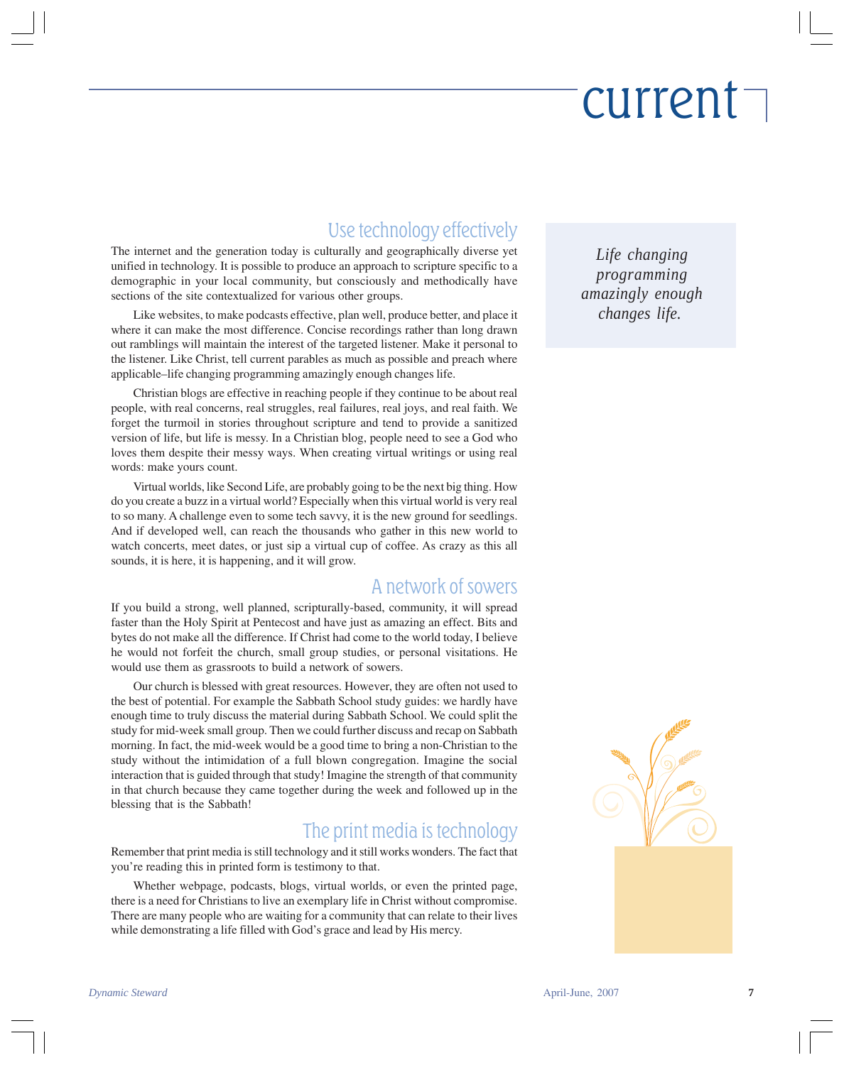# current

## Use technology effectively

The internet and the generation today is culturally and geographically diverse yet unified in technology. It is possible to produce an approach to scripture specific to a demographic in your local community, but consciously and methodically have sections of the site contextualized for various other groups.

Like websites, to make podcasts effective, plan well, produce better, and place it where it can make the most difference. Concise recordings rather than long drawn out ramblings will maintain the interest of the targeted listener. Make it personal to the listener. Like Christ, tell current parables as much as possible and preach where applicable–life changing programming amazingly enough changes life.

> *Life changing programming amazingly enough changes life.*

Christian blogs are effective in reaching people if they continue to be about real people, with real concerns, real struggles, real failures, real joys, and real faith. We forget the turmoil in stories throughout scripture and tend to provide a sanitized version of life, but life is messy. In a Christian blog, people need to see a God who loves them despite their messy ways. When creating virtual writings or using real words: make yours count.

Virtual worlds, like Second Life, are probably going to be the next big thing. How do you create a buzz in a virtual world? Especially when this virtual world is very real to so many. A challenge even to some tech savvy, it is the new ground for seedlings. And if developed well, can reach the thousands who gather in this new world to watch concerts, meet dates, or just sip a virtual cup of coffee. As crazy as this all sounds, it is here, it is happening, and it will grow.

## A network of sowers

If you build a strong, well planned, scripturally-based, community, it will spread faster than the Holy Spirit at Pentecost and have just as amazing an effect. Bits and bytes do not make all the difference. If Christ had come to the world today, I believe he would not forfeit the church, small group studies, or personal visitations. He would use them as grassroots to build a network of sowers.

Our church is blessed with great resources. However, they are often not used to the best of potential. For example the Sabbath School study guides: we hardly have enough time to truly discuss the material during Sabbath School. We could split the study for mid-week small group. Then we could further discuss and recap on Sabbath morning. In fact, the mid-week would be a good time to bring a non-Christian to the study without the intimidation of a full blown congregation. Imagine the social interaction that is guided through that study! Imagine the strength of that community in that church because they came together during the week and followed up in the blessing that is the Sabbath!

## The print media is technology

Remember that print media is still technology and it still works wonders. The fact that you're reading this in printed form is testimony to that.

Whether webpage, podcasts, blogs, virtual worlds, or even the printed page, there is a need for Christians to live an exemplary life in Christ without compromise. There are many people who are waiting for a community that can relate to their lives while demonstrating a life filled with God's grace and lead by His mercy.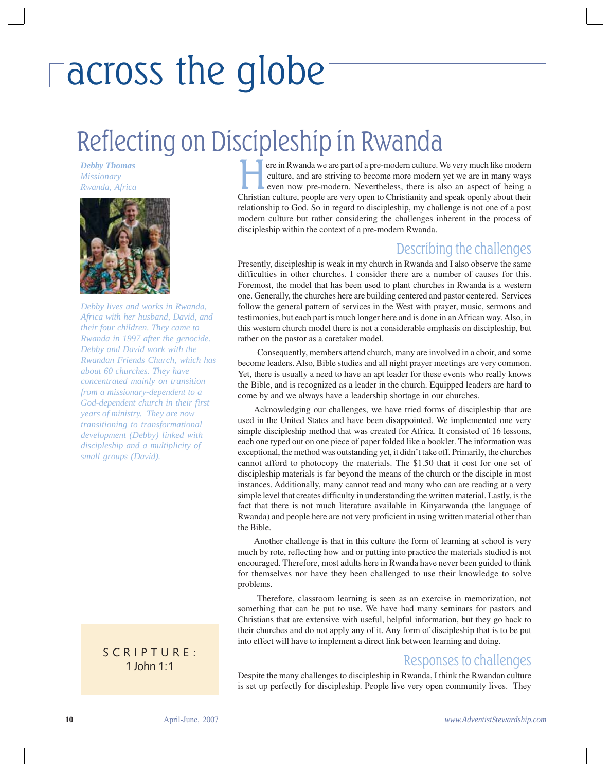# across the globe

## Reflecting on Discipleship in Rwanda

***Debby Thomas***
*Missionary*
*Rwanda, Africa*

*Debby lives and works in Rwanda, Africa with her husband, David, and their four children. They came to Rwanda in 1997 after the genocide. Debby and David work with the Rwandan Friends Church, which has about 60 churches. They have concentrated mainly on transition from a missionary-dependent to a God-dependent church in their first years of ministry. They are now transitioning to transformational development (Debby) linked with discipleship and a multiplicity of small groups (David).*

SCRIPTURE:
1 John 1:1

Here in Rwanda we are part of a pre-modern culture. We very much like modern culture, and are striving to become more modern yet we are in many ways even now pre-modern. Nevertheless, there is also an aspect of being a Christian culture, people are very open to Christianity and speak openly about their relationship to God. So in regard to discipleship, my challenge is not one of a post modern culture but rather considering the challenges inherent in the process of discipleship within the context of a pre-modern Rwanda.

### Describing the challenges

Presently, discipleship is weak in my church in Rwanda and I also observe the same difficulties in other churches. I consider there are a number of causes for this. Foremost, the model that has been used to plant churches in Rwanda is a western one. Generally, the churches here are building centered and pastor centered. Services follow the general pattern of services in the West with prayer, music, sermons and testimonies, but each part is much longer here and is done in an African way. Also, in this western church model there is not a considerable emphasis on discipleship, but rather on the pastor as a caretaker model.

Consequently, members attend church, many are involved in a choir, and some become leaders. Also, Bible studies and all night prayer meetings are very common. Yet, there is usually a need to have an apt leader for these events who really knows the Bible, and is recognized as a leader in the church. Equipped leaders are hard to come by and we always have a leadership shortage in our churches.

Acknowledging our challenges, we have tried forms of discipleship that are used in the United States and have been disappointed. We implemented one very simple discipleship method that was created for Africa. It consisted of 16 lessons, each one typed out on one piece of paper folded like a booklet. The information was exceptional, the method was outstanding yet, it didn't take off. Primarily, the churches cannot afford to photocopy the materials. The $1.50 that it cost for one set of discipleship materials is far beyond the means of the church or the disciple in most instances. Additionally, many cannot read and many who can are reading at a very simple level that creates difficulty in understanding the written material. Lastly, is the fact that there is not much literature available in Kinyarwanda (the language of Rwanda) and people here are not very proficient in using written material other than the Bible.

Another challenge is that in this culture the form of learning at school is very much by rote, reflecting how and or putting into practice the materials studied is not encouraged. Therefore, most adults here in Rwanda have never been guided to think for themselves nor have they been challenged to use their knowledge to solve problems.

Therefore, classroom learning is seen as an exercise in memorization, not something that can be put to use. We have had many seminars for pastors and Christians that are extensive with useful, helpful information, but they go back to their churches and do not apply any of it. Any form of discipleship that is to be put into effect will have to implement a direct link between learning and doing.

### Responses to challenges

Despite the many challenges to discipleship in Rwanda, I think the Rwandan culture is set up perfectly for discipleship. People live very open community lives. They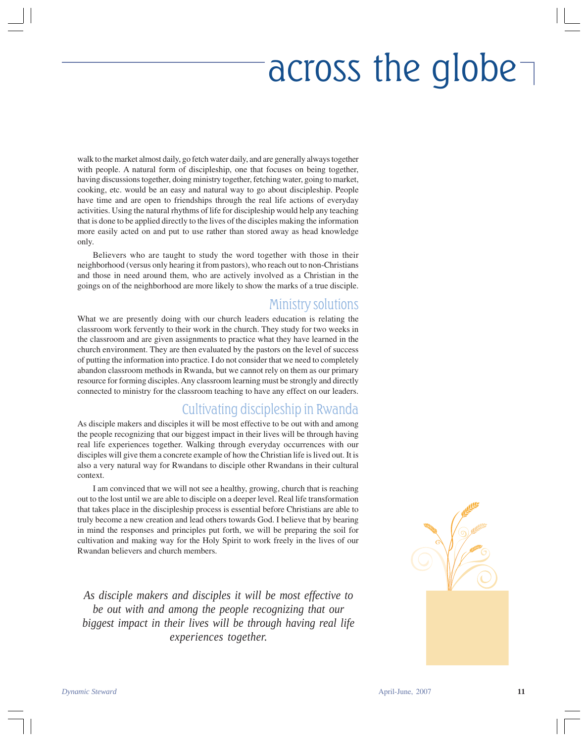walk to the market almost daily, go fetch water daily, and are generally always together with people. A natural form of discipleship, one that focuses on being together, having discussions together, doing ministry together, fetching water, going to market, cooking, etc. would be an easy and natural way to go about discipleship. People have time and are open to friendships through the real life actions of everyday activities. Using the natural rhythms of life for discipleship would help any teaching that is done to be applied directly to the lives of the disciples making the information more easily acted on and put to use rather than stored away as head knowledge only.

Believers who are taught to study the word together with those in their neighborhood (versus only hearing it from pastors), who reach out to non-Christians and those in need around them, who are actively involved as a Christian in the goings on of the neighborhood are more likely to show the marks of a true disciple.

## Ministry solutions

What we are presently doing with our church leaders education is relating the classroom work fervently to their work in the church. They study for two weeks in the classroom and are given assignments to practice what they have learned in the church environment. They are then evaluated by the pastors on the level of success of putting the information into practice. I do not consider that we need to completely abandon classroom methods in Rwanda, but we cannot rely on them as our primary resource for forming disciples. Any classroom learning must be strongly and directly connected to ministry for the classroom teaching to have any effect on our leaders.

## Cultivating discipleship in Rwanda

As disciple makers and disciples it will be most effective to be out with and among the people recognizing that our biggest impact in their lives will be through having real life experiences together. Walking through everyday occurrences with our disciples will give them a concrete example of how the Christian life is lived out. It is also a very natural way for Rwandans to disciple other Rwandans in their cultural context.

I am convinced that we will not see a healthy, growing, church that is reaching out to the lost until we are able to disciple on a deeper level. Real life transformation that takes place in the discipleship process is essential before Christians are able to truly become a new creation and lead others towards God. I believe that by bearing in mind the responses and principles put forth, we will be preparing the soil for cultivation and making way for the Holy Spirit to work freely in the lives of our Rwandan believers and church members.

*As disciple makers and disciples it will be most effective to be out with and among the people recognizing that our biggest impact in their lives will be through having real life experiences together.*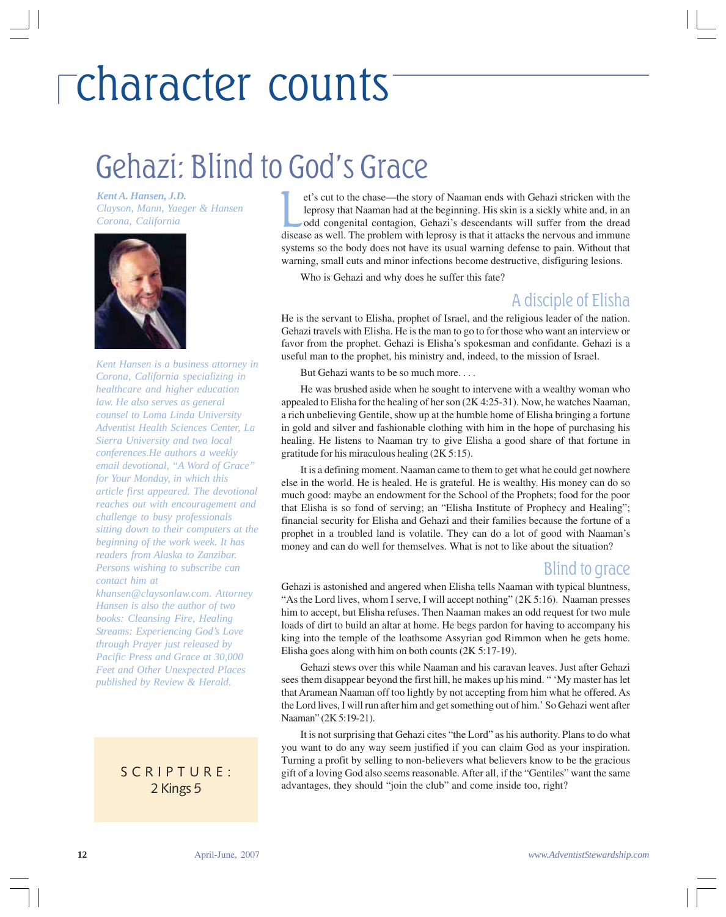# character counts

## Gehazi: Blind to God's Grace

***Kent A. Hansen, J.D.***
*Clayson, Mann, Yaeger & Hansen*
*Corona, California*

*Kent Hansen is a business attorney in Corona, California specializing in healthcare and higher education law. He also serves as general counsel to Loma Linda University Adventist Health Sciences Center, La Sierra University and two local conferences.He authors a weekly email devotional, "A Word of Grace" for Your Monday, in which this article first appeared. The devotional reaches out with encouragement and challenge to busy professionals sitting down to their computers at the beginning of the work week. It has readers from Alaska to Zanzibar. Persons wishing to subscribe can contact him at khansen@claysonlaw.com. Attorney Hansen is also the author of two books: Cleansing Fire, Healing Streams: Experiencing God's Love through Prayer just released by Pacific Press and Grace at 30,000 Feet and Other Unexpected Places published by Review & Herald.*

SCRIPTURE:
2 Kings 5

Let's cut to the chase—the story of Naaman ends with Gehazi stricken with the leprosy that Naaman had at the beginning. His skin is a sickly white and, in an odd congenital contagion, Gehazi's descendants will suffer from the dread disease as well. The problem with leprosy is that it attacks the nervous and immune systems so the body does not have its usual warning defense to pain. Without that warning, small cuts and minor infections become destructive, disfiguring lesions.

Who is Gehazi and why does he suffer this fate?

### A disciple of Elisha

He is the servant to Elisha, prophet of Israel, and the religious leader of the nation. Gehazi travels with Elisha. He is the man to go to for those who want an interview or favor from the prophet. Gehazi is Elisha's spokesman and confidante. Gehazi is a useful man to the prophet, his ministry and, indeed, to the mission of Israel.

But Gehazi wants to be so much more. . . .

He was brushed aside when he sought to intervene with a wealthy woman who appealed to Elisha for the healing of her son (2K 4:25-31). Now, he watches Naaman, a rich unbelieving Gentile, show up at the humble home of Elisha bringing a fortune in gold and silver and fashionable clothing with him in the hope of purchasing his healing. He listens to Naaman try to give Elisha a good share of that fortune in gratitude for his miraculous healing (2K 5:15).

It is a defining moment. Naaman came to them to get what he could get nowhere else in the world. He is healed. He is grateful. He is wealthy. His money can do so much good: maybe an endowment for the School of the Prophets; food for the poor that Elisha is so fond of serving; an "Elisha Institute of Prophecy and Healing"; financial security for Elisha and Gehazi and their families because the fortune of a prophet in a troubled land is volatile. They can do a lot of good with Naaman's money and can do well for themselves. What is not to like about the situation?

### Blind to grace

Gehazi is astonished and angered when Elisha tells Naaman with typical bluntness, "As the Lord lives, whom I serve, I will accept nothing" (2K 5:16). Naaman presses him to accept, but Elisha refuses. Then Naaman makes an odd request for two mule loads of dirt to build an altar at home. He begs pardon for having to accompany his king into the temple of the loathsome Assyrian god Rimmon when he gets home. Elisha goes along with him on both counts (2K 5:17-19).

Gehazi stews over this while Naaman and his caravan leaves. Just after Gehazi sees them disappear beyond the first hill, he makes up his mind. " 'My master has let that Aramean Naaman off too lightly by not accepting from him what he offered. As the Lord lives, I will run after him and get something out of him.' So Gehazi went after Naaman" (2K 5:19-21).

It is not surprising that Gehazi cites "the Lord" as his authority. Plans to do what you want to do any way seem justified if you can claim God as your inspiration. Turning a profit by selling to non-believers what believers know to be the gracious gift of a loving God also seems reasonable. After all, if the "Gentiles" want the same advantages, they should "join the club" and come inside too, right?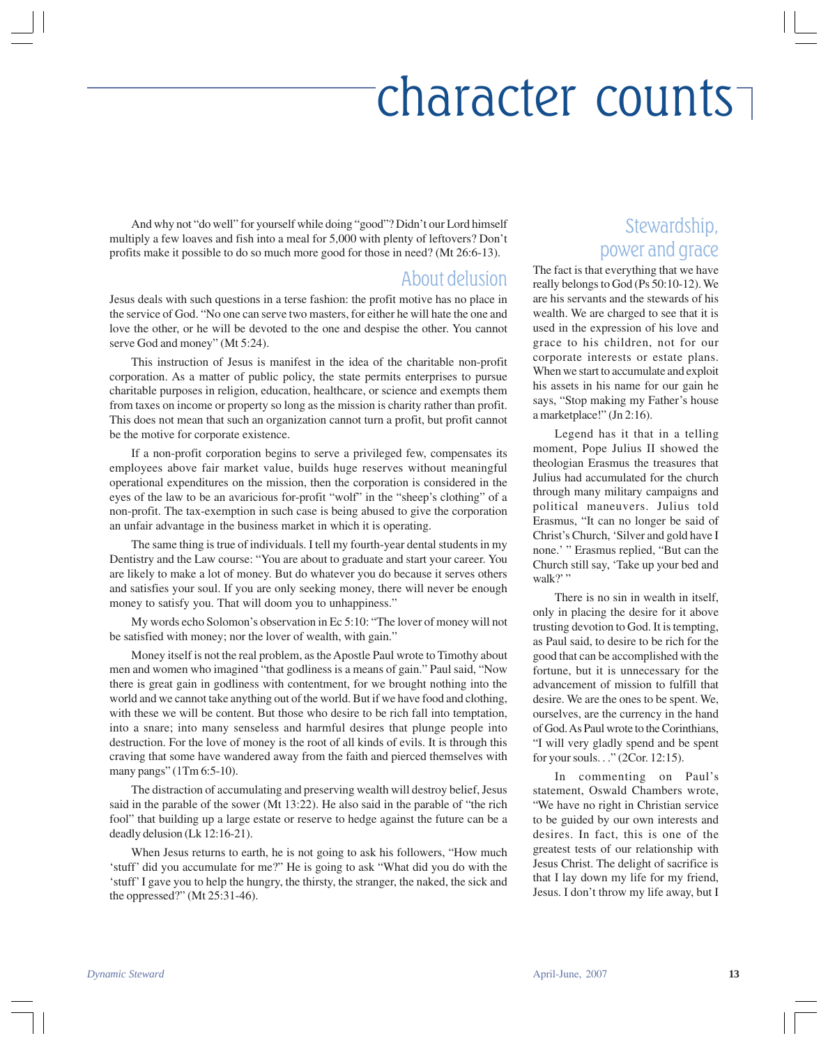# character counts

And why not "do well" for yourself while doing "good"? Didn't our Lord himself multiply a few loaves and fish into a meal for 5,000 with plenty of leftovers? Don't profits make it possible to do so much more good for those in need? (Mt 26:6-13).

## About delusion

Jesus deals with such questions in a terse fashion: the profit motive has no place in the service of God. "No one can serve two masters, for either he will hate the one and love the other, or he will be devoted to the one and despise the other. You cannot serve God and money" (Mt 5:24).

This instruction of Jesus is manifest in the idea of the charitable non-profit corporation. As a matter of public policy, the state permits enterprises to pursue charitable purposes in religion, education, healthcare, or science and exempts them from taxes on income or property so long as the mission is charity rather than profit. This does not mean that such an organization cannot turn a profit, but profit cannot be the motive for corporate existence.

If a non-profit corporation begins to serve a privileged few, compensates its employees above fair market value, builds huge reserves without meaningful operational expenditures on the mission, then the corporation is considered in the eyes of the law to be an avaricious for-profit "wolf" in the "sheep's clothing" of a non-profit. The tax-exemption in such case is being abused to give the corporation an unfair advantage in the business market in which it is operating.

The same thing is true of individuals. I tell my fourth-year dental students in my Dentistry and the Law course: "You are about to graduate and start your career. You are likely to make a lot of money. But do whatever you do because it serves others and satisfies your soul. If you are only seeking money, there will never be enough money to satisfy you. That will doom you to unhappiness."

My words echo Solomon's observation in Ec 5:10: "The lover of money will not be satisfied with money; nor the lover of wealth, with gain."

Money itself is not the real problem, as the Apostle Paul wrote to Timothy about men and women who imagined "that godliness is a means of gain." Paul said, "Now there is great gain in godliness with contentment, for we brought nothing into the world and we cannot take anything out of the world. But if we have food and clothing, with these we will be content. But those who desire to be rich fall into temptation, into a snare; into many senseless and harmful desires that plunge people into destruction. For the love of money is the root of all kinds of evils. It is through this craving that some have wandered away from the faith and pierced themselves with many pangs" (1Tm 6:5-10).

The distraction of accumulating and preserving wealth will destroy belief, Jesus said in the parable of the sower (Mt 13:22). He also said in the parable of "the rich fool" that building up a large estate or reserve to hedge against the future can be a deadly delusion (Lk 12:16-21).

When Jesus returns to earth, he is not going to ask his followers, "How much 'stuff' did you accumulate for me?" He is going to ask "What did you do with the 'stuff' I gave you to help the hungry, the thirsty, the stranger, the naked, the sick and the oppressed?" (Mt 25:31-46).

## Stewardship, power and grace

The fact is that everything that we have really belongs to God (Ps 50:10-12). We are his servants and the stewards of his wealth. We are charged to see that it is used in the expression of his love and grace to his children, not for our corporate interests or estate plans. When we start to accumulate and exploit his assets in his name for our gain he says, "Stop making my Father's house a marketplace!" (Jn 2:16).

Legend has it that in a telling moment, Pope Julius II showed the theologian Erasmus the treasures that Julius had accumulated for the church through many military campaigns and political maneuvers. Julius told Erasmus, "It can no longer be said of Christ's Church, 'Silver and gold have I none.' " Erasmus replied, "But can the Church still say, 'Take up your bed and walk?' "

There is no sin in wealth in itself, only in placing the desire for it above trusting devotion to God. It is tempting, as Paul said, to desire to be rich for the good that can be accomplished with the fortune, but it is unnecessary for the advancement of mission to fulfill that desire. We are the ones to be spent. We, ourselves, are the currency in the hand of God. As Paul wrote to the Corinthians, "I will very gladly spend and be spent for your souls. . ." (2Cor. 12:15).

In commenting on Paul's statement, Oswald Chambers wrote, "We have no right in Christian service to be guided by our own interests and desires. In fact, this is one of the greatest tests of our relationship with Jesus Christ. The delight of sacrifice is that I lay down my life for my friend, Jesus. I don't throw my life away, but I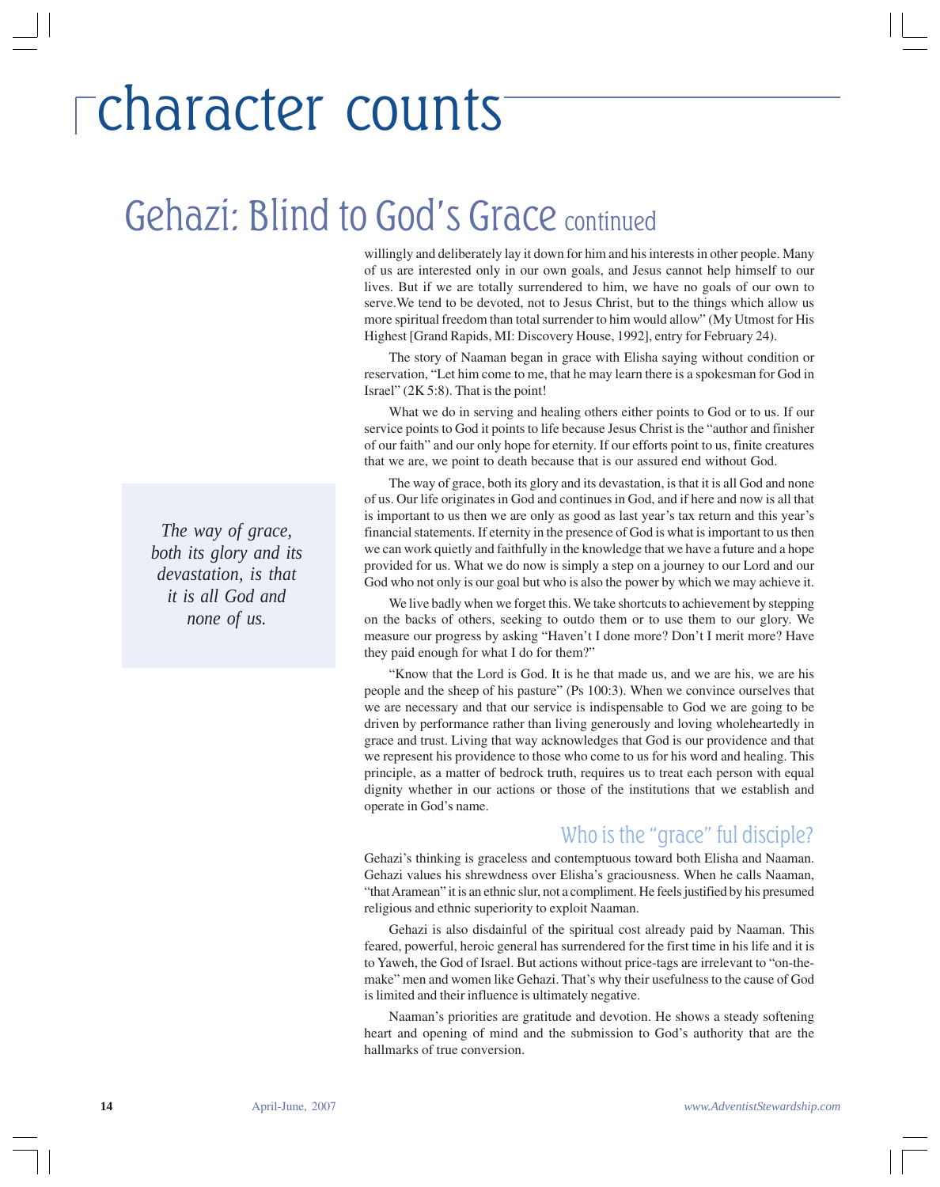# character counts

## Gehazi: Blind to God's Grace continued

willingly and deliberately lay it down for him and his interests in other people. Many of us are interested only in our own goals, and Jesus cannot help himself to our lives. But if we are totally surrendered to him, we have no goals of our own to serve.We tend to be devoted, not to Jesus Christ, but to the things which allow us more spiritual freedom than total surrender to him would allow" (My Utmost for His Highest [Grand Rapids, MI: Discovery House, 1992], entry for February 24).

The story of Naaman began in grace with Elisha saying without condition or reservation, "Let him come to me, that he may learn there is a spokesman for God in Israel" (2K 5:8). That is the point!

What we do in serving and healing others either points to God or to us. If our service points to God it points to life because Jesus Christ is the "author and finisher of our faith" and our only hope for eternity. If our efforts point to us, finite creatures that we are, we point to death because that is our assured end without God.

The way of grace, both its glory and its devastation, is that it is all God and none of us. Our life originates in God and continues in God, and if here and now is all that is important to us then we are only as good as last year's tax return and this year's financial statements. If eternity in the presence of God is what is important to us then we can work quietly and faithfully in the knowledge that we have a future and a hope provided for us. What we do now is simply a step on a journey to our Lord and our God who not only is our goal but who is also the power by which we may achieve it.

> *The way of grace, both its glory and its devastation, is that it is all God and none of us.*

We live badly when we forget this. We take shortcuts to achievement by stepping on the backs of others, seeking to outdo them or to use them to our glory. We measure our progress by asking "Haven't I done more? Don't I merit more? Have they paid enough for what I do for them?"

"Know that the Lord is God. It is he that made us, and we are his, we are his people and the sheep of his pasture" (Ps 100:3). When we convince ourselves that we are necessary and that our service is indispensable to God we are going to be driven by performance rather than living generously and loving wholeheartedly in grace and trust. Living that way acknowledges that God is our providence and that we represent his providence to those who come to us for his word and healing. This principle, as a matter of bedrock truth, requires us to treat each person with equal dignity whether in our actions or those of the institutions that we establish and operate in God's name.

### Who is the "grace" ful disciple?

Gehazi's thinking is graceless and contemptuous toward both Elisha and Naaman. Gehazi values his shrewdness over Elisha's graciousness. When he calls Naaman, "that Aramean" it is an ethnic slur, not a compliment. He feels justified by his presumed religious and ethnic superiority to exploit Naaman.

Gehazi is also disdainful of the spiritual cost already paid by Naaman. This feared, powerful, heroic general has surrendered for the first time in his life and it is to Yaweh, the God of Israel. But actions without price-tags are irrelevant to "on-the-make" men and women like Gehazi. That's why their usefulness to the cause of God is limited and their influence is ultimately negative.

Naaman's priorities are gratitude and devotion. He shows a steady softening heart and opening of mind and the submission to God's authority that are the hallmarks of true conversion.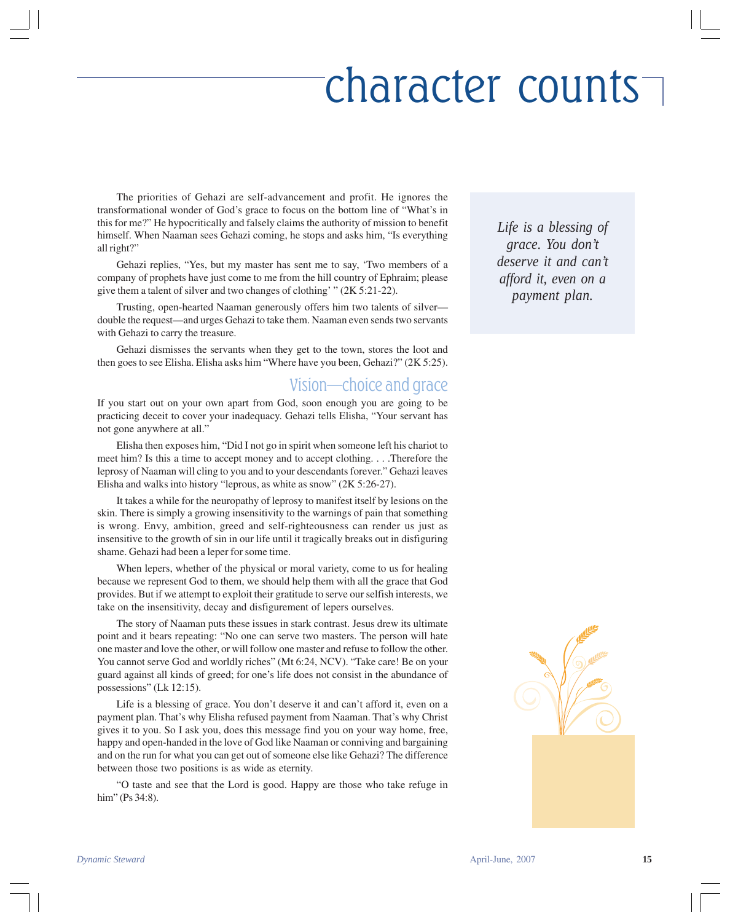# character counts

The priorities of Gehazi are self-advancement and profit. He ignores the transformational wonder of God's grace to focus on the bottom line of "What's in this for me?" He hypocritically and falsely claims the authority of mission to benefit himself. When Naaman sees Gehazi coming, he stops and asks him, "Is everything all right?"

Gehazi replies, "Yes, but my master has sent me to say, 'Two members of a company of prophets have just come to me from the hill country of Ephraim; please give them a talent of silver and two changes of clothing' " (2K 5:21-22).

Trusting, open-hearted Naaman generously offers him two talents of silver—double the request—and urges Gehazi to take them. Naaman even sends two servants with Gehazi to carry the treasure.

Gehazi dismisses the servants when they get to the town, stores the loot and then goes to see Elisha. Elisha asks him "Where have you been, Gehazi?" (2K 5:25).

> *Life is a blessing of grace. You don't deserve it and can't afford it, even on a payment plan.*

## Vision—choice and grace

If you start out on your own apart from God, soon enough you are going to be practicing deceit to cover your inadequacy. Gehazi tells Elisha, "Your servant has not gone anywhere at all."

Elisha then exposes him, "Did I not go in spirit when someone left his chariot to meet him? Is this a time to accept money and to accept clothing. . . .Therefore the leprosy of Naaman will cling to you and to your descendants forever." Gehazi leaves Elisha and walks into history "leprous, as white as snow" (2K 5:26-27).

It takes a while for the neuropathy of leprosy to manifest itself by lesions on the skin. There is simply a growing insensitivity to the warnings of pain that something is wrong. Envy, ambition, greed and self-righteousness can render us just as insensitive to the growth of sin in our life until it tragically breaks out in disfiguring shame. Gehazi had been a leper for some time.

When lepers, whether of the physical or moral variety, come to us for healing because we represent God to them, we should help them with all the grace that God provides. But if we attempt to exploit their gratitude to serve our selfish interests, we take on the insensitivity, decay and disfigurement of lepers ourselves.

The story of Naaman puts these issues in stark contrast. Jesus drew its ultimate point and it bears repeating: "No one can serve two masters. The person will hate one master and love the other, or will follow one master and refuse to follow the other. You cannot serve God and worldly riches" (Mt 6:24, NCV). "Take care! Be on your guard against all kinds of greed; for one's life does not consist in the abundance of possessions" (Lk 12:15).

Life is a blessing of grace. You don't deserve it and can't afford it, even on a payment plan. That's why Elisha refused payment from Naaman. That's why Christ gives it to you. So I ask you, does this message find you on your way home, free, happy and open-handed in the love of God like Naaman or conniving and bargaining and on the run for what you can get out of someone else like Gehazi? The difference between those two positions is as wide as eternity.

"O taste and see that the Lord is good. Happy are those who take refuge in him" (Ps 34:8).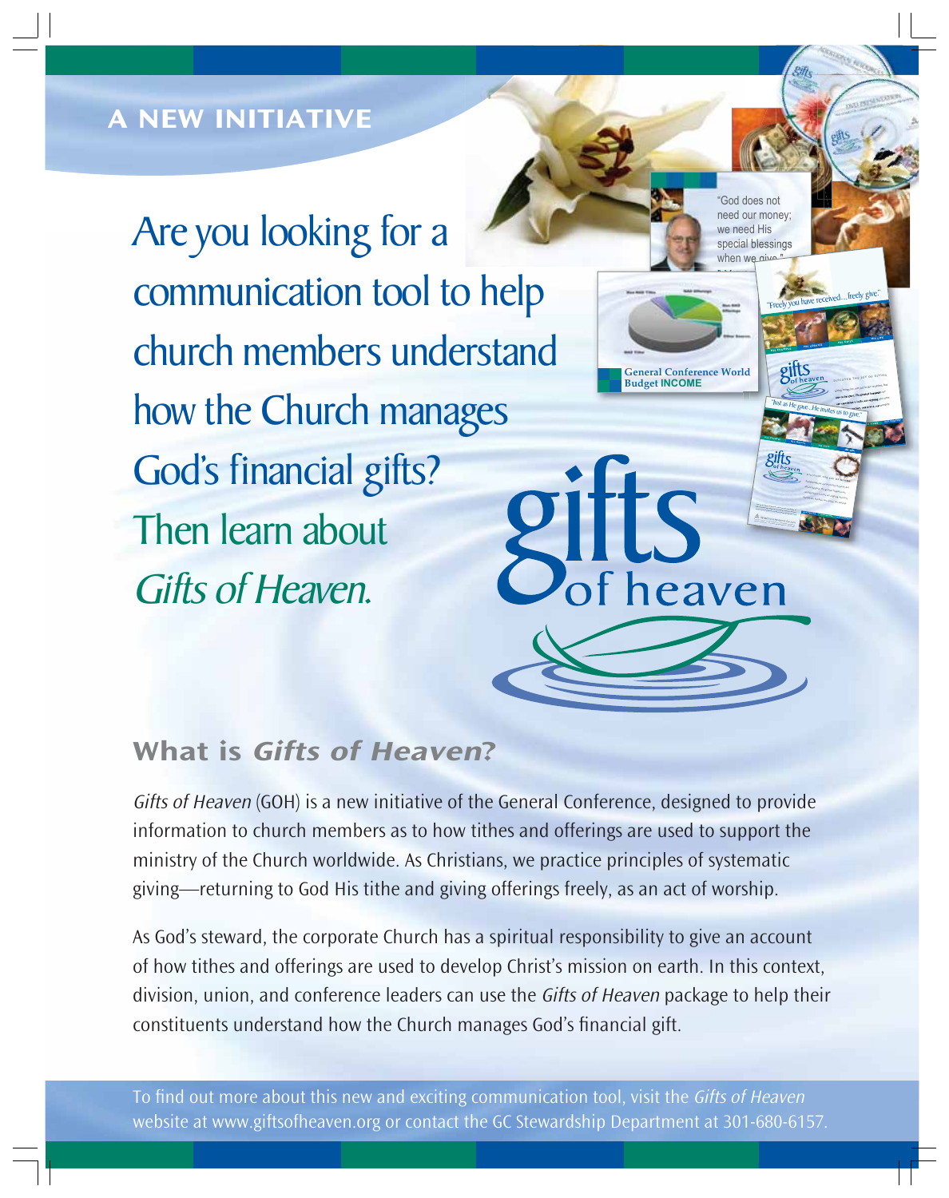A NEW INITIATIVE

# Are you looking for a communication tool to help church members understand how the Church manages God's financial gifts? Then learn about *Gifts of Heaven*.

gifts of heaven

## What is *Gifts of Heaven*?

*Gifts of Heaven* (GOH) is a new initiative of the General Conference, designed to provide information to church members as to how tithes and offerings are used to support the ministry of the Church worldwide. As Christians, we practice principles of systematic giving—returning to God His tithe and giving offerings freely, as an act of worship.

As God's steward, the corporate Church has a spiritual responsibility to give an account of how tithes and offerings are used to develop Christ's mission on earth. In this context, division, union, and conference leaders can use the *Gifts of Heaven* package to help their constituents understand how the Church manages God's financial gift.

To find out more about this new and exciting communication tool, visit the *Gifts of Heaven* website at www.giftsofheaven.org or contact the GC Stewardship Department at 301-680-6157.